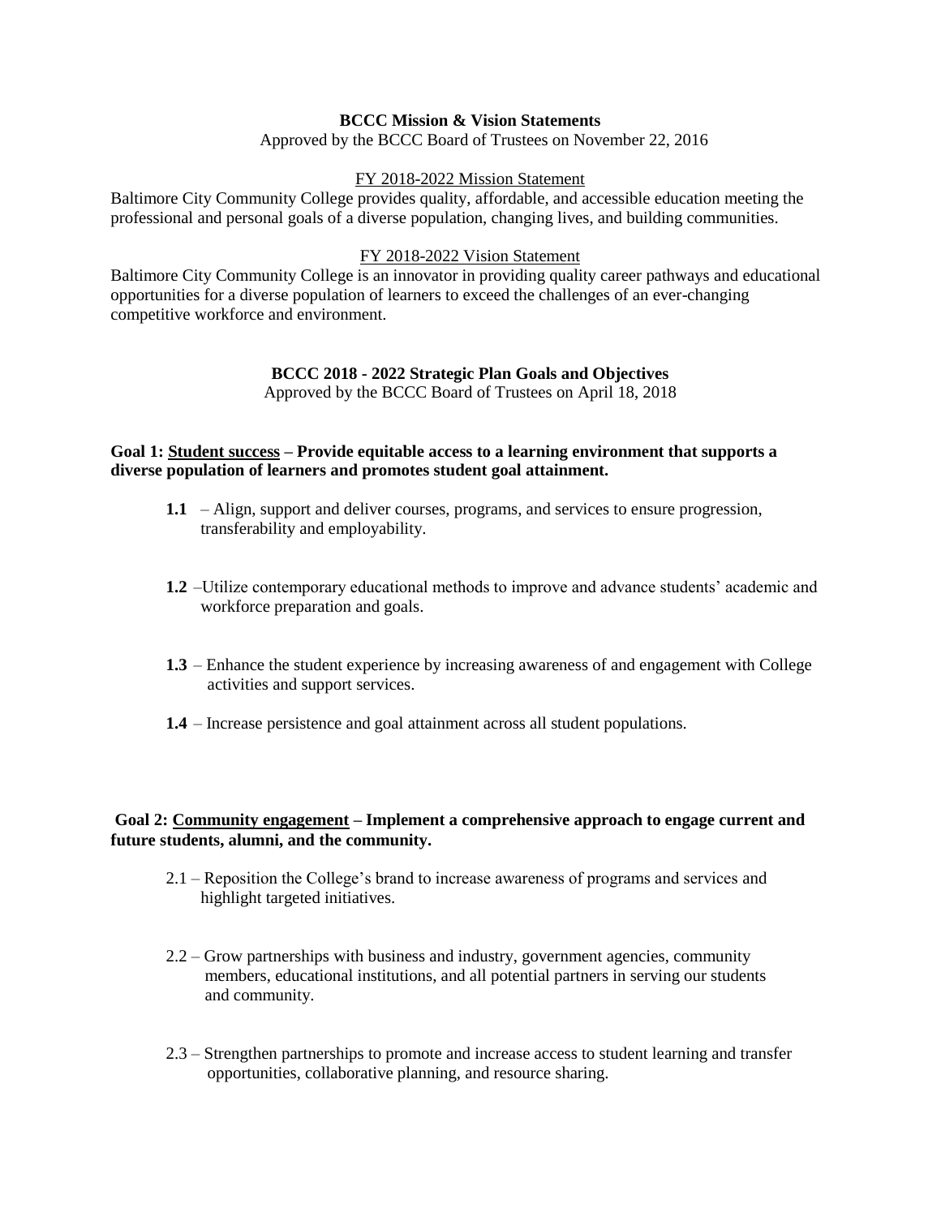## BCCC Mission & Vision Statements

Approved by the BCCC Board of Trustees on November 22, 2016

FY 2018-2022 Mission Statement

Baltimore City Community College provides quality, affordable, and accessible education meeting the professional and personal goals of a diverse population, changing lives, and building communities.

FY 2018-2022 Vision Statement

Baltimore City Community College is an innovator in providing quality career pathways and educational opportunities for a diverse population of learners to exceed the challenges of an ever-changing competitive workforce and environment.

## BCCC 2018 - 2022 Strategic Plan Goals and Objectives

Approved by the BCCC Board of Trustees on April 18, 2018

**Goal 1: Student success – Provide equitable access to a learning environment that supports a diverse population of learners and promotes student goal attainment.**

- **1.1** – Align, support and deliver courses, programs, and services to ensure progression, transferability and employability.
- **1.2** –Utilize contemporary educational methods to improve and advance students' academic and workforce preparation and goals.
- **1.3** – Enhance the student experience by increasing awareness of and engagement with College activities and support services.
- **1.4** – Increase persistence and goal attainment across all student populations.

**Goal 2: Community engagement – Implement a comprehensive approach to engage current and future students, alumni, and the community.**

- 2.1 – Reposition the College's brand to increase awareness of programs and services and highlight targeted initiatives.
- 2.2 – Grow partnerships with business and industry, government agencies, community members, educational institutions, and all potential partners in serving our students and community.
- 2.3 – Strengthen partnerships to promote and increase access to student learning and transfer opportunities, collaborative planning, and resource sharing.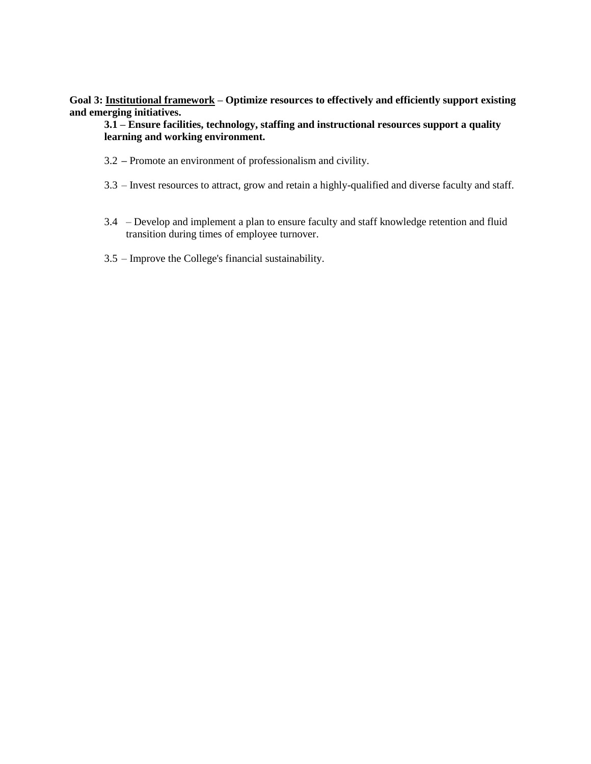**Goal 3: <u>Institutional framework</u> – Optimize resources to effectively and efficiently support existing and emerging initiatives.**

**3.1 – Ensure facilities, technology, staffing and instructional resources support a quality learning and working environment.**

3.2 – Promote an environment of professionalism and civility.

3.3 – Invest resources to attract, grow and retain a highly-qualified and diverse faculty and staff.

3.4 – Develop and implement a plan to ensure faculty and staff knowledge retention and fluid transition during times of employee turnover.

3.5 – Improve the College's financial sustainability.